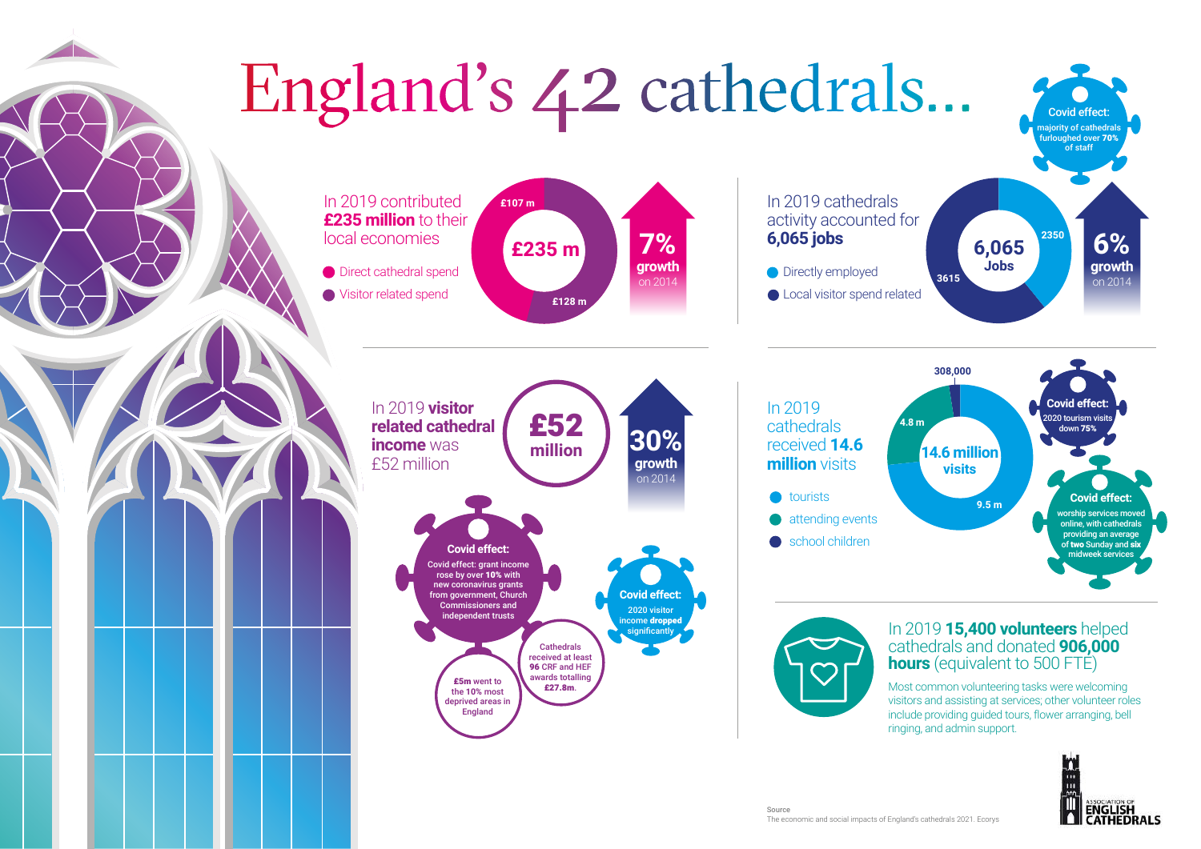# England's 42 cathedrals...

**Covid effect:** majority of cathedrals furloughed over **70%** of staff

In 2019 contributed **£235 million** to their local economies

- Direct cathedral spend
- Visitor related spend

£235 m — £107 m / £128 m

**7% growth** on 2014

In 2019 cathedrals activity accounted for **6,065 jobs**

- Directly employed
- Local visitor spend related

6,065 Jobs — 2350 / 3615

**6% growth** on 2014

In 2019 **visitor related cathedral income** was £52 million

**£52 million**

**30% growth** on 2014

**Covid effect:** Covid effect: grant income rose by over **10%** with new coronavirus grants from government, Church Commissioners and independent trusts

**£5m** went to the 10% most deprived areas in England

Cathedrals received at least **96** CRF and HEF awards totalling **£27.8m**.

**Covid effect:** 2020 visitor income **dropped** significantly

In 2019 cathedrals received **14.6 million** visits

- tourists
- attending events
- school children

14.6 million visits — 9.5 m / 4.8 m / 308,000

**Covid effect:** 2020 tourism visits down **75%**

**Covid effect:** worship services moved online, with cathedrals providing an average of **two** Sunday and **six** midweek services

In 2019 **15,400 volunteers** helped cathedrals and donated **906,000 hours** (equivalent to 500 FTE)

Most common volunteering tasks were welcoming visitors and assisting at services; other volunteer roles include providing guided tours, flower arranging, bell ringing, and admin support.

Source
The economic and social impacts of England's cathedrals 2021. Ecorys

ASSOCIATION OF ENGLISH CATHEDRALS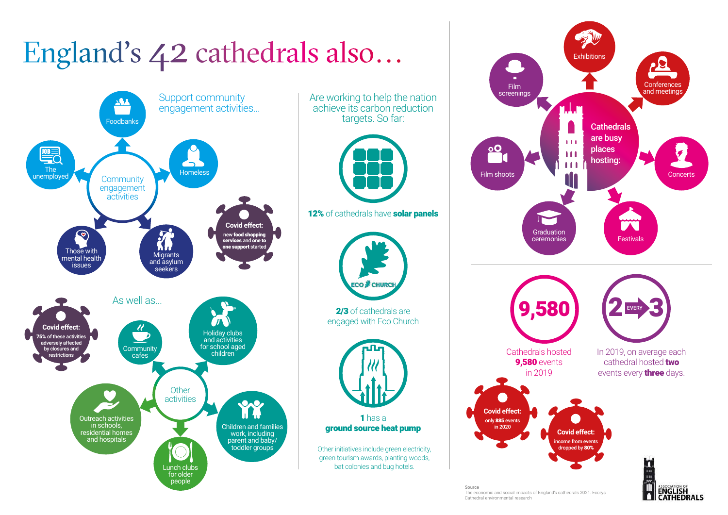# England's 42 cathedrals also…

## Support community engagement activities…

Community engagement activities

- Foodbanks
- Homeless
- Migrants and asylum seekers
- Those with mental health issues
- The unemployed

**Covid effect:** new **food shopping services** and **one to one support** started

## As well as…

Other activities

- Community cafes
- Holiday clubs and activities for school aged children
- Children and families work, including parent and baby/ toddler groups
- Lunch clubs for older people
- Outreach activities in schools, residential homes and hospitals

**Covid effect:** **75% of these activities** adversely affected by closures and restrictions

## Are working to help the nation achieve its carbon reduction targets. So far:

**12%** of cathedrals have **solar panels**

ECO CHURCH

**2/3** of cathedrals are engaged with Eco Church

**1** has a **ground source heat pump**

Other initiatives include green electricity, green tourism awards, planting woods, bat colonies and bug hotels.

## Cathedrals are busy places hosting:

- Exhibitions
- Conferences and meetings
- Concerts
- Festivals
- Graduation ceremonies
- Film shoots
- Film screenings

9,580

Cathedrals hosted **9,580** events in 2019

2 EVERY 3

In 2019, on average each cathedral hosted **two** events every **three** days.

**Covid effect:** only **885** events in 2020

**Covid effect:** income from events dropped by **80%**

**Source**
The economic and social impacts of England's cathedrals 2021. Ecorys
Cathedral environmental research

ASSOCIATION OF ENGLISH CATHEDRALS